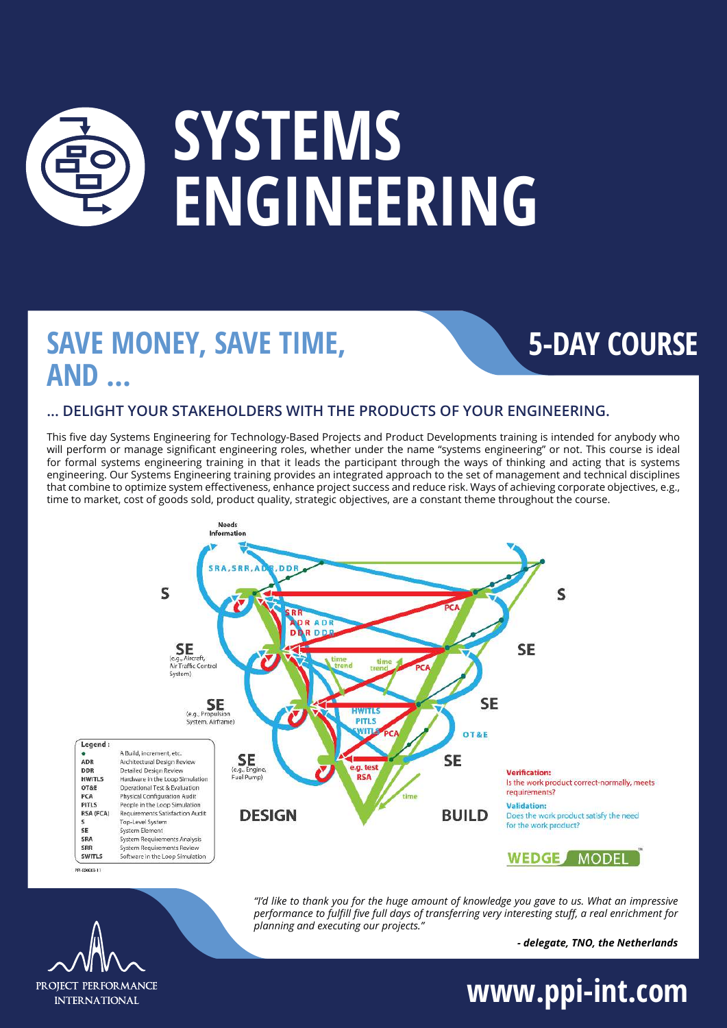# SYSTEMS ENGINEERING

## SAVE MONEY, SAVE TIME, AND ...

## 5-DAY COURSE

### ... DELIGHT YOUR STAKEHOLDERS WITH THE PRODUCTS OF YOUR ENGINEERING.

This five day Systems Engineering for Technology-Based Projects and Product Developments training is intended for anybody who will perform or manage significant engineering roles, whether under the name "systems engineering" or not. This course is ideal for formal systems engineering training in that it leads the participant through the ways of thinking and acting that is systems engineering. Our Systems Engineering training provides an integrated approach to the set of management and technical disciplines that combine to optimize system effectiveness, enhance project success and reduce risk. Ways of achieving corporate objectives, e.g., time to market, cost of goods sold, product quality, strategic objectives, are a constant theme throughout the course.

**Legend:**

| | |
|---|---|
| ● | A Build, increment, etc. |
| ADR | Architectural Design Review |
| DDR | Detailed Design Review |
| HWITLS | Hardware in the Loop Simulation |
| OT&E | Operational Test & Evaluation |
| PCA | Physical Configuration Audit |
| PITLS | People in the Loop Simulation |
| RSA (FCA) | Requirements Satisfaction Audit |
| S | Top-Level System |
| SE | System Element |
| SRA | System Requirements Analysis |
| SRR | System Requirements Review |
| SWITLS | Software in the Loop Simulation |

**Verification:**
Is the work product correct-normally, meets requirements?

**Validation:**
Does the work product satisfy the need for the work product?

WEDGE MODEL™

*"I'd like to thank you for the huge amount of knowledge you gave to us. What an impressive performance to fulfill five full days of transferring very interesting stuff, a real enrichment for planning and executing our projects."*

***- delegate, TNO, the Netherlands***

PROJECT PERFORMANCE INTERNATIONAL

**www.ppi-int.com**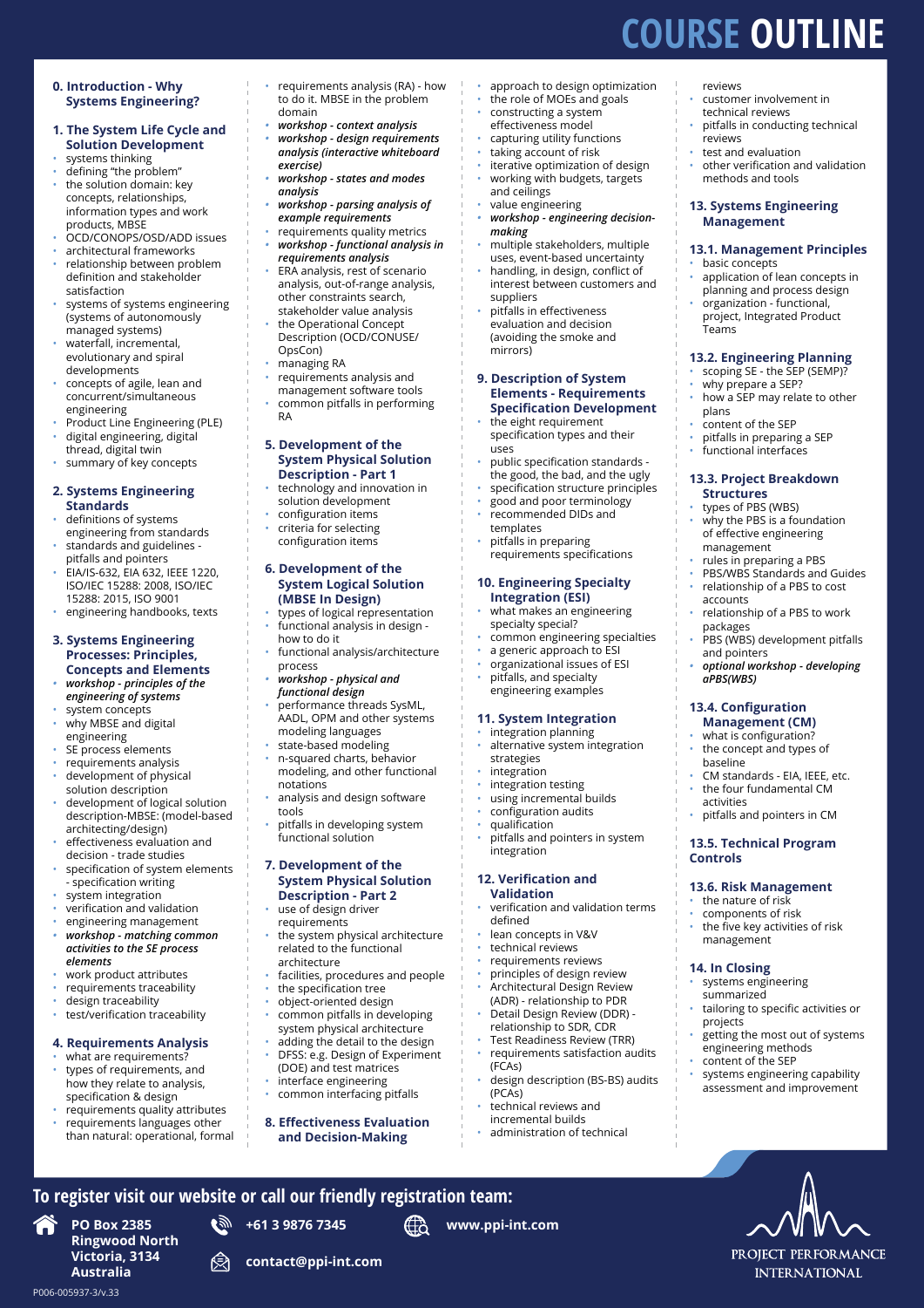# COURSE OUTLINE

### 0. Introduction - Why Systems Engineering?

### 1. The System Life Cycle and Solution Development

- systems thinking
- defining "the problem"
- the solution domain: key concepts, relationships, information types and work products, MBSE
- OCD/CONOPS/OSD/ADD issues
- architectural frameworks
- relationship between problem definition and stakeholder satisfaction
- systems of systems engineering (systems of autonomously managed systems)
- waterfall, incremental, evolutionary and spiral developments
- concepts of agile, lean and concurrent/simultaneous engineering
- Product Line Engineering (PLE)
- digital engineering, digital thread, digital twin
- summary of key concepts

### 2. Systems Engineering Standards

- definitions of systems engineering from standards
- standards and guidelines - pitfalls and pointers
- EIA/IS-632, EIA 632, IEEE 1220, ISO/IEC 15288: 2008, ISO/IEC 15288: 2015, ISO 9001
- engineering handbooks, texts

### 3. Systems Engineering Processes: Principles, Concepts and Elements

- *workshop - principles of the engineering of systems*
- system concepts
- why MBSE and digital engineering
- SE process elements
- requirements analysis
- development of physical solution description
- development of logical solution description-MBSE: (model-based architecting/design)
- effectiveness evaluation and decision - trade studies
- specification of system elements - specification writing
- system integration
- verification and validation
- engineering management
- *workshop - matching common activities to the SE process elements*
- work product attributes
- requirements traceability
- design traceability
- test/verification traceability

### 4. Requirements Analysis

- what are requirements?
- types of requirements, and how they relate to analysis, specification & design
- requirements quality attributes
- requirements languages other than natural: operational, formal
- requirements analysis (RA) - how to do it. MBSE in the problem domain
- *workshop - context analysis*
- *workshop - design requirements analysis (interactive whiteboard exercise)*
- *workshop - states and modes analysis*
- *workshop - parsing analysis of example requirements*
- requirements quality metrics
- *workshop - functional analysis in requirements analysis*
- ERA analysis, rest of scenario analysis, out-of-range analysis, other constraints search, stakeholder value analysis
- the Operational Concept Description (OCD/CONUSE/OpsCon)
- managing RA
- requirements analysis and management software tools
- common pitfalls in performing RA

### 5. Development of the System Physical Solution Description - Part 1

- technology and innovation in solution development
- configuration items
- criteria for selecting configuration items

### 6. Development of the System Logical Solution (MBSE In Design)

- types of logical representation
- functional analysis in design - how to do it
- functional analysis/architecture process
- *workshop - physical and functional design*
- performance threads SysML, AADL, OPM and other systems modeling languages
- state-based modeling
- n-squared charts, behavior modeling, and other functional notations
- analysis and design software tools
- pitfalls in developing system functional solution

### 7. Development of the System Physical Solution Description - Part 2

- use of design driver requirements
- the system physical architecture related to the functional architecture
- facilities, procedures and people
- the specification tree
- object-oriented design
- common pitfalls in developing system physical architecture
- adding the detail to the design
- DFSS: e.g. Design of Experiment (DOE) and test matrices
- interface engineering
- common interfacing pitfalls

### 8. Effectiveness Evaluation and Decision-Making

- approach to design optimization
- the role of MOEs and goals
- constructing a system effectiveness model
- capturing utility functions
- taking account of risk
- iterative optimization of design
- working with budgets, targets and ceilings
- value engineering
- *workshop - engineering decision-making*
- multiple stakeholders, multiple uses, event-based uncertainty
- handling, in design, conflict of interest between customers and suppliers
- pitfalls in effectiveness evaluation and decision (avoiding the smoke and mirrors)

### 9. Description of System Elements - Requirements Specification Development

- the eight requirement specification types and their uses
- public specification standards - the good, the bad, and the ugly
- specification structure principles
- good and poor terminology
- recommended DIDs and templates
- pitfalls in preparing requirements specifications

### 10. Engineering Specialty Integration (ESI)

- what makes an engineering specialty special?
- common engineering specialties
- a generic approach to ESI
- organizational issues of ESI
- pitfalls, and specialty engineering examples

### 11. System Integration

- integration planning
- alternative system integration strategies
- integration
- integration testing
- using incremental builds
- configuration audits
- qualification
- pitfalls and pointers in system integration

### 12. Verification and Validation

- verification and validation terms defined
- lean concepts in V&V
- technical reviews
- requirements reviews
- principles of design review
- Architectural Design Review (ADR) - relationship to PDR
- Detail Design Review (DDR) - relationship to SDR, CDR
- Test Readiness Review (TRR)
- requirements satisfaction audits (FCAs)
- design description (BS-BS) audits (PCAs)
- technical reviews and incremental builds
- administration of technical reviews
- customer involvement in technical reviews
- pitfalls in conducting technical reviews
- test and evaluation
- other verification and validation methods and tools

### 13. Systems Engineering Management

### 13.1. Management Principles

- basic concepts
- application of lean concepts in planning and process design
- organization - functional, project, Integrated Product Teams

### 13.2. Engineering Planning

- scoping SE - the SEP (SEMP)?
- why prepare a SEP?
- how a SEP may relate to other plans
- content of the SEP
- pitfalls in preparing a SEP
- functional interfaces

### 13.3. Project Breakdown Structures

- types of PBS (WBS)
- why the PBS is a foundation of effective engineering management
- rules in preparing a PBS
- PBS/WBS Standards and Guides
- relationship of a PBS to cost accounts
- relationship of a PBS to work packages
- PBS (WBS) development pitfalls and pointers
- *optional workshop - developing aPBS(WBS)*

### 13.4. Configuration Management (CM)

- what is configuration?
- the concept and types of baseline
- CM standards - EIA, IEEE, etc.
- the four fundamental CM activities
- pitfalls and pointers in CM

### 13.5. Technical Program Controls

### 13.6. Risk Management

- the nature of risk
- components of risk
- the five key activities of risk management

### 14. In Closing

- systems engineering summarized
- tailoring to specific activities or projects
- getting the most out of systems engineering methods
- content of the SEP
- systems engineering capability assessment and improvement

## To register visit our website or call our friendly registration team:

**PO Box 2385**
**Ringwood North**
**Victoria, 3134**
**Australia**

**+61 3 9876 7345**

**contact@ppi-int.com**

**www.ppi-int.com**

PROJECT PERFORMANCE INTERNATIONAL

P006-005937-3/v.33